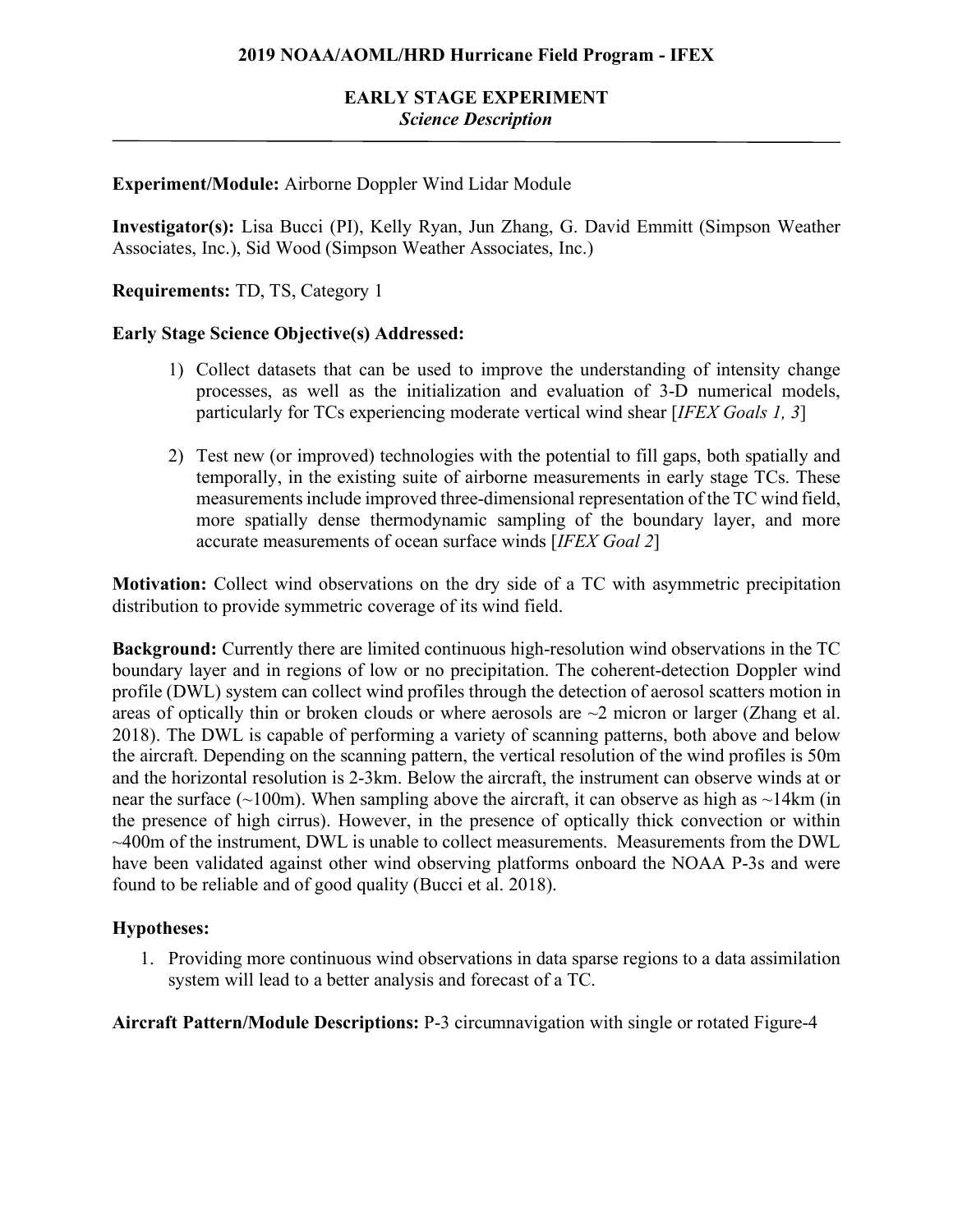# 2019 NOAA/AOML/HRD Hurricane Field Program - IFEX

## EARLY STAGE EXPERIMENT
*Science Description*

---

**Experiment/Module:** Airborne Doppler Wind Lidar Module

**Investigator(s):** Lisa Bucci (PI), Kelly Ryan, Jun Zhang, G. David Emmitt (Simpson Weather Associates, Inc.), Sid Wood (Simpson Weather Associates, Inc.)

**Requirements:** TD, TS, Category 1

**Early Stage Science Objective(s) Addressed:**

1) Collect datasets that can be used to improve the understanding of intensity change processes, as well as the initialization and evaluation of 3-D numerical models, particularly for TCs experiencing moderate vertical wind shear [*IFEX Goals 1, 3*]

2) Test new (or improved) technologies with the potential to fill gaps, both spatially and temporally, in the existing suite of airborne measurements in early stage TCs. These measurements include improved three-dimensional representation of the TC wind field, more spatially dense thermodynamic sampling of the boundary layer, and more accurate measurements of ocean surface winds [*IFEX Goal 2*]

**Motivation:** Collect wind observations on the dry side of a TC with asymmetric precipitation distribution to provide symmetric coverage of its wind field.

**Background:** Currently there are limited continuous high-resolution wind observations in the TC boundary layer and in regions of low or no precipitation. The coherent-detection Doppler wind profile (DWL) system can collect wind profiles through the detection of aerosol scatters motion in areas of optically thin or broken clouds or where aerosols are ~2 micron or larger (Zhang et al. 2018). The DWL is capable of performing a variety of scanning patterns, both above and below the aircraft. Depending on the scanning pattern, the vertical resolution of the wind profiles is 50m and the horizontal resolution is 2-3km. Below the aircraft, the instrument can observe winds at or near the surface (~100m). When sampling above the aircraft, it can observe as high as ~14km (in the presence of high cirrus). However, in the presence of optically thick convection or within ~400m of the instrument, DWL is unable to collect measurements. Measurements from the DWL have been validated against other wind observing platforms onboard the NOAA P-3s and were found to be reliable and of good quality (Bucci et al. 2018).

**Hypotheses:**

1. Providing more continuous wind observations in data sparse regions to a data assimilation system will lead to a better analysis and forecast of a TC.

**Aircraft Pattern/Module Descriptions:** P-3 circumnavigation with single or rotated Figure-4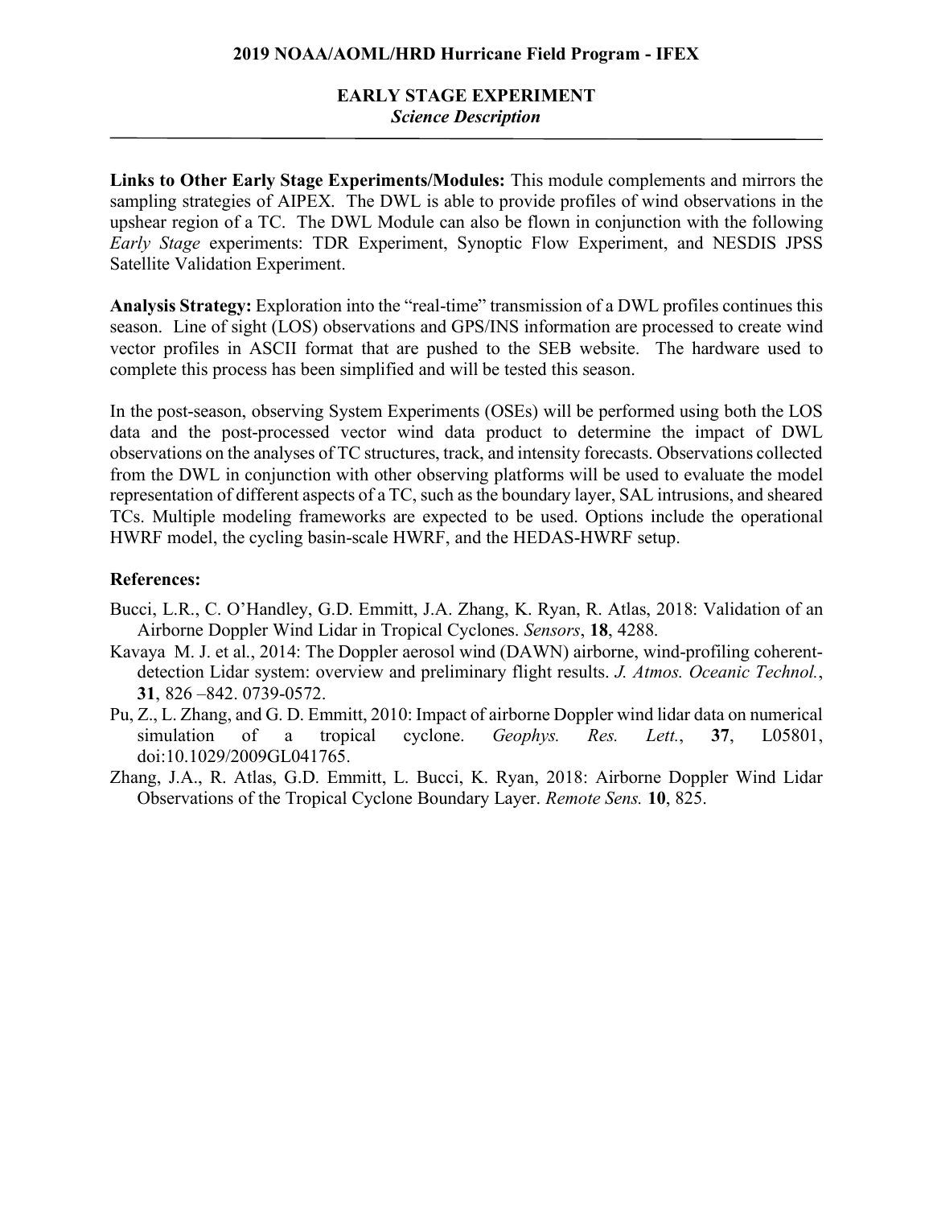**Links to Other Early Stage Experiments/Modules:** This module complements and mirrors the sampling strategies of AIPEX. The DWL is able to provide profiles of wind observations in the upshear region of a TC. The DWL Module can also be flown in conjunction with the following *Early Stage* experiments: TDR Experiment, Synoptic Flow Experiment, and NESDIS JPSS Satellite Validation Experiment.

**Analysis Strategy:** Exploration into the "real-time" transmission of a DWL profiles continues this season. Line of sight (LOS) observations and GPS/INS information are processed to create wind vector profiles in ASCII format that are pushed to the SEB website. The hardware used to complete this process has been simplified and will be tested this season.

In the post-season, observing System Experiments (OSEs) will be performed using both the LOS data and the post-processed vector wind data product to determine the impact of DWL observations on the analyses of TC structures, track, and intensity forecasts. Observations collected from the DWL in conjunction with other observing platforms will be used to evaluate the model representation of different aspects of a TC, such as the boundary layer, SAL intrusions, and sheared TCs. Multiple modeling frameworks are expected to be used. Options include the operational HWRF model, the cycling basin-scale HWRF, and the HEDAS-HWRF setup.

**References:**

Bucci, L.R., C. O'Handley, G.D. Emmitt, J.A. Zhang, K. Ryan, R. Atlas, 2018: Validation of an Airborne Doppler Wind Lidar in Tropical Cyclones. *Sensors*, **18**, 4288.

Kavaya M. J. et al., 2014: The Doppler aerosol wind (DAWN) airborne, wind-profiling coherent-detection Lidar system: overview and preliminary flight results. *J. Atmos. Oceanic Technol.*, **31**, 826 –842. 0739-0572.

Pu, Z., L. Zhang, and G. D. Emmitt, 2010: Impact of airborne Doppler wind lidar data on numerical simulation of a tropical cyclone. *Geophys. Res. Lett.*, **37**, L05801, doi:10.1029/2009GL041765.

Zhang, J.A., R. Atlas, G.D. Emmitt, L. Bucci, K. Ryan, 2018: Airborne Doppler Wind Lidar Observations of the Tropical Cyclone Boundary Layer. *Remote Sens.* **10**, 825.